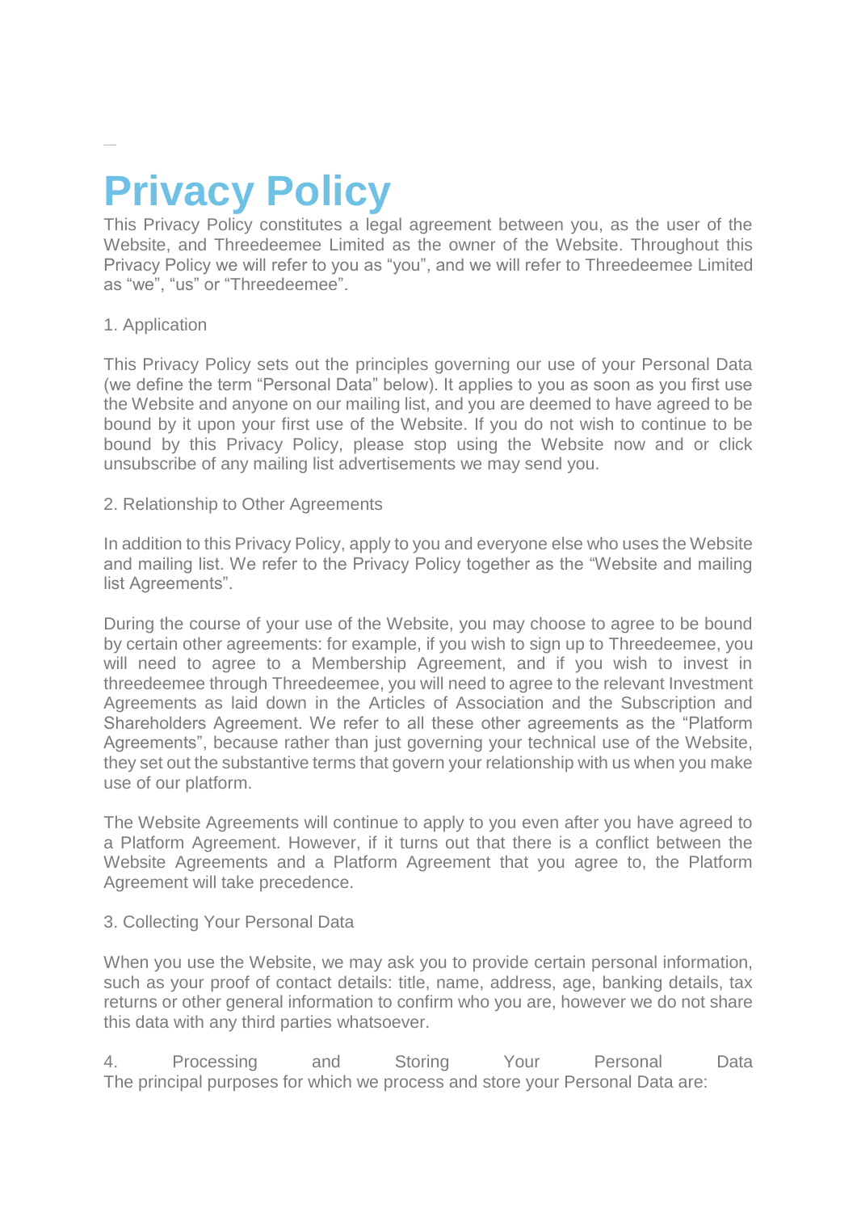# Privacy Policy

This Privacy Policy constitutes a legal agreement between you, as the user of the Website, and Threedeemee Limited as the owner of the Website. Throughout this Privacy Policy we will refer to you as "you", and we will refer to Threedeemee Limited as "we", "us" or "Threedeemee".

1. Application

This Privacy Policy sets out the principles governing our use of your Personal Data (we define the term "Personal Data" below). It applies to you as soon as you first use the Website and anyone on our mailing list, and you are deemed to have agreed to be bound by it upon your first use of the Website. If you do not wish to continue to be bound by this Privacy Policy, please stop using the Website now and or click unsubscribe of any mailing list advertisements we may send you.

2. Relationship to Other Agreements

In addition to this Privacy Policy, apply to you and everyone else who uses the Website and mailing list. We refer to the Privacy Policy together as the "Website and mailing list Agreements".

During the course of your use of the Website, you may choose to agree to be bound by certain other agreements: for example, if you wish to sign up to Threedeemee, you will need to agree to a Membership Agreement, and if you wish to invest in threedeemee through Threedeemee, you will need to agree to the relevant Investment Agreements as laid down in the Articles of Association and the Subscription and Shareholders Agreement. We refer to all these other agreements as the "Platform Agreements", because rather than just governing your technical use of the Website, they set out the substantive terms that govern your relationship with us when you make use of our platform.

The Website Agreements will continue to apply to you even after you have agreed to a Platform Agreement. However, if it turns out that there is a conflict between the Website Agreements and a Platform Agreement that you agree to, the Platform Agreement will take precedence.

3. Collecting Your Personal Data

When you use the Website, we may ask you to provide certain personal information, such as your proof of contact details: title, name, address, age, banking details, tax returns or other general information to confirm who you are, however we do not share this data with any third parties whatsoever.

4. Processing and Storing Your Personal Data
The principal purposes for which we process and store your Personal Data are: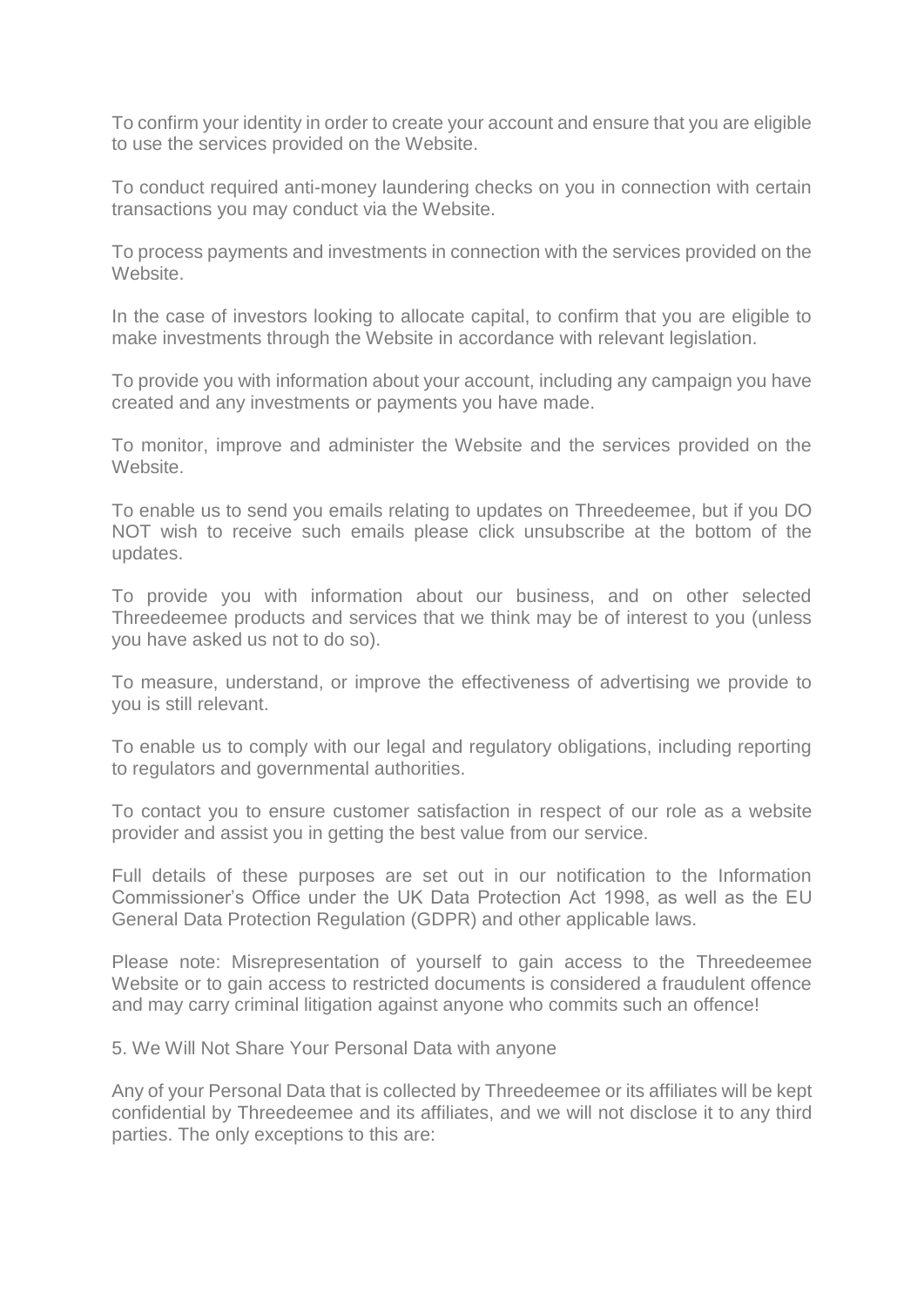To confirm your identity in order to create your account and ensure that you are eligible to use the services provided on the Website.

To conduct required anti-money laundering checks on you in connection with certain transactions you may conduct via the Website.

To process payments and investments in connection with the services provided on the Website.

In the case of investors looking to allocate capital, to confirm that you are eligible to make investments through the Website in accordance with relevant legislation.

To provide you with information about your account, including any campaign you have created and any investments or payments you have made.

To monitor, improve and administer the Website and the services provided on the Website.

To enable us to send you emails relating to updates on Threedeemee, but if you DO NOT wish to receive such emails please click unsubscribe at the bottom of the updates.

To provide you with information about our business, and on other selected Threedeemee products and services that we think may be of interest to you (unless you have asked us not to do so).

To measure, understand, or improve the effectiveness of advertising we provide to you is still relevant.

To enable us to comply with our legal and regulatory obligations, including reporting to regulators and governmental authorities.

To contact you to ensure customer satisfaction in respect of our role as a website provider and assist you in getting the best value from our service.

Full details of these purposes are set out in our notification to the Information Commissioner's Office under the UK Data Protection Act 1998, as well as the EU General Data Protection Regulation (GDPR) and other applicable laws.

Please note: Misrepresentation of yourself to gain access to the Threedeemee Website or to gain access to restricted documents is considered a fraudulent offence and may carry criminal litigation against anyone who commits such an offence!

5. We Will Not Share Your Personal Data with anyone

Any of your Personal Data that is collected by Threedeemee or its affiliates will be kept confidential by Threedeemee and its affiliates, and we will not disclose it to any third parties. The only exceptions to this are: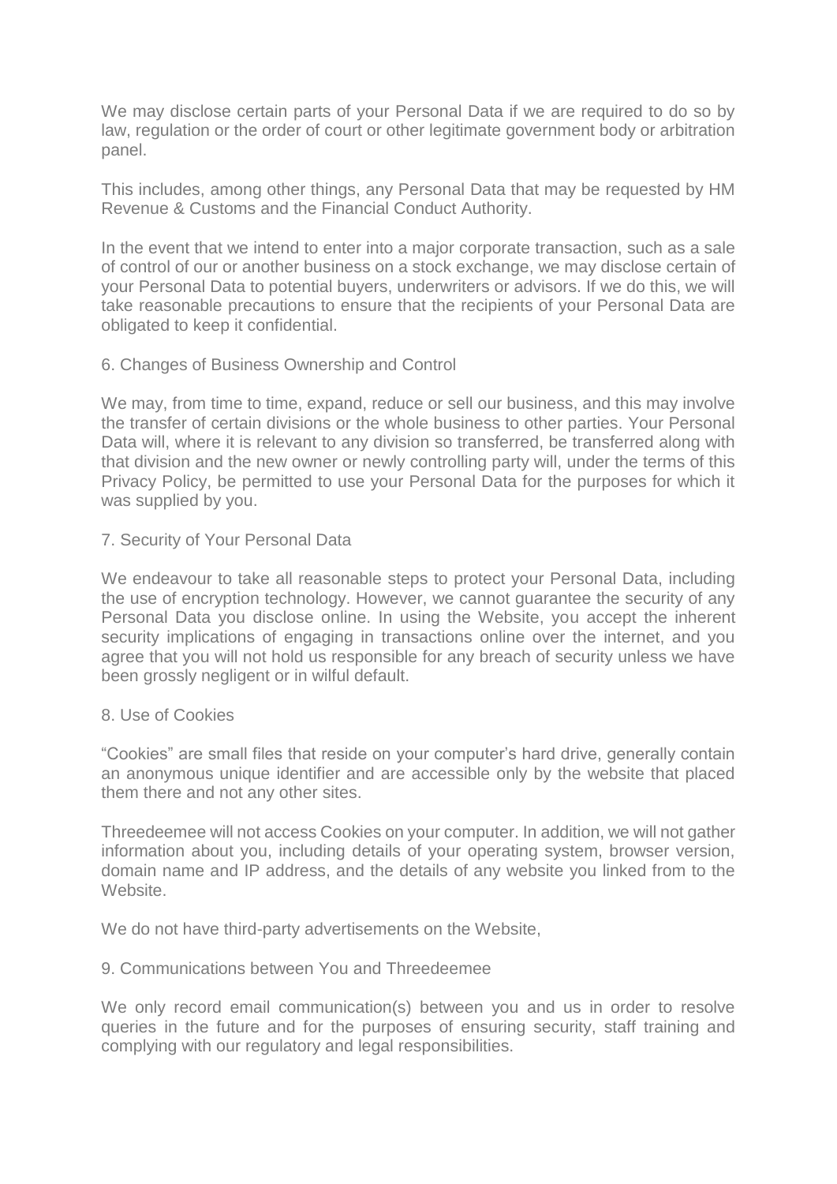We may disclose certain parts of your Personal Data if we are required to do so by law, regulation or the order of court or other legitimate government body or arbitration panel.

This includes, among other things, any Personal Data that may be requested by HM Revenue & Customs and the Financial Conduct Authority.

In the event that we intend to enter into a major corporate transaction, such as a sale of control of our or another business on a stock exchange, we may disclose certain of your Personal Data to potential buyers, underwriters or advisors. If we do this, we will take reasonable precautions to ensure that the recipients of your Personal Data are obligated to keep it confidential.

## 6. Changes of Business Ownership and Control

We may, from time to time, expand, reduce or sell our business, and this may involve the transfer of certain divisions or the whole business to other parties. Your Personal Data will, where it is relevant to any division so transferred, be transferred along with that division and the new owner or newly controlling party will, under the terms of this Privacy Policy, be permitted to use your Personal Data for the purposes for which it was supplied by you.

## 7. Security of Your Personal Data

We endeavour to take all reasonable steps to protect your Personal Data, including the use of encryption technology. However, we cannot guarantee the security of any Personal Data you disclose online. In using the Website, you accept the inherent security implications of engaging in transactions online over the internet, and you agree that you will not hold us responsible for any breach of security unless we have been grossly negligent or in wilful default.

## 8. Use of Cookies

“Cookies” are small files that reside on your computer’s hard drive, generally contain an anonymous unique identifier and are accessible only by the website that placed them there and not any other sites.

Threedeemee will not access Cookies on your computer. In addition, we will not gather information about you, including details of your operating system, browser version, domain name and IP address, and the details of any website you linked from to the Website.

We do not have third-party advertisements on the Website,

## 9. Communications between You and Threedeemee

We only record email communication(s) between you and us in order to resolve queries in the future and for the purposes of ensuring security, staff training and complying with our regulatory and legal responsibilities.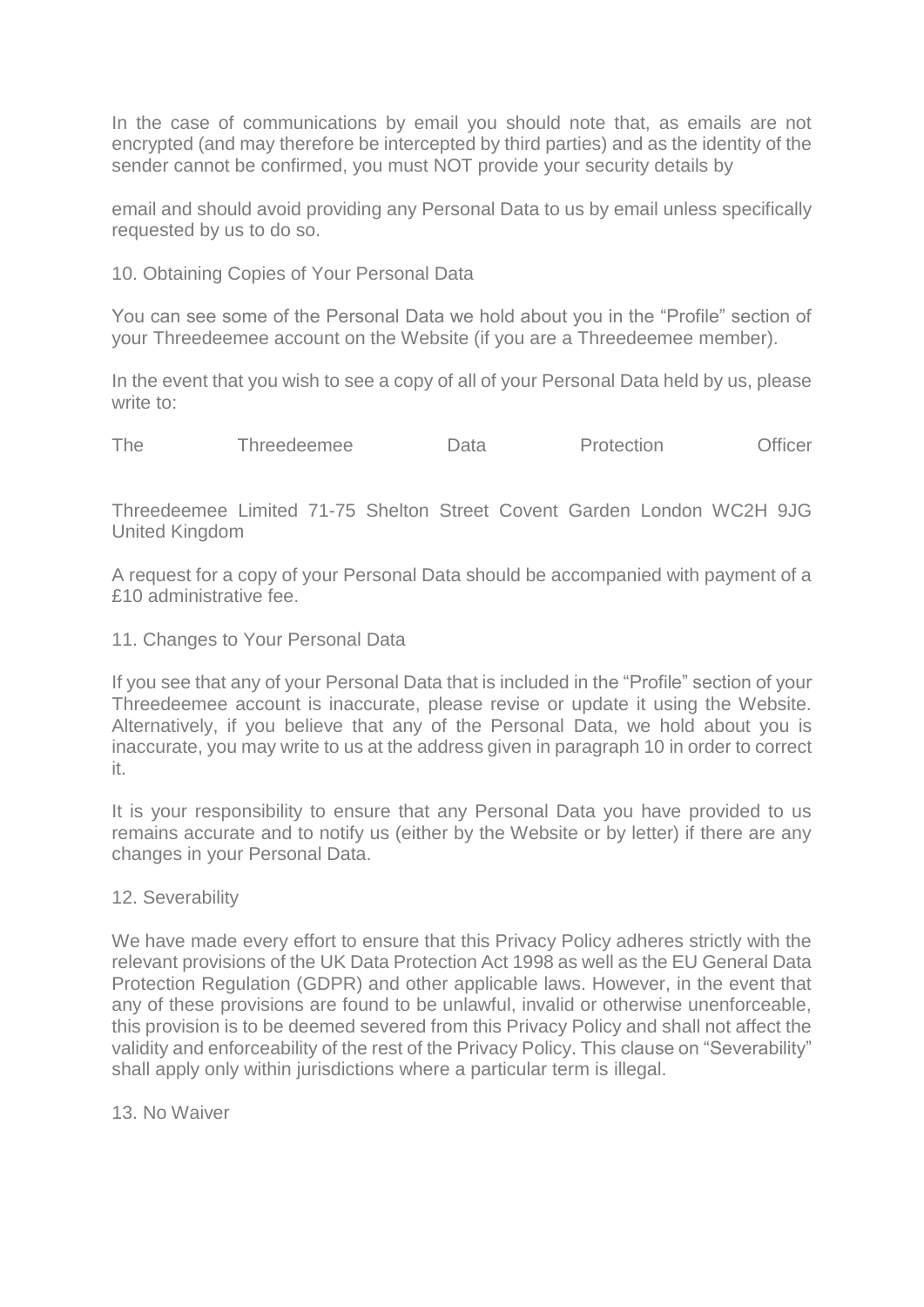In the case of communications by email you should note that, as emails are not encrypted (and may therefore be intercepted by third parties) and as the identity of the sender cannot be confirmed, you must NOT provide your security details by

email and should avoid providing any Personal Data to us by email unless specifically requested by us to do so.

## 10. Obtaining Copies of Your Personal Data

You can see some of the Personal Data we hold about you in the "Profile" section of your Threedeemee account on the Website (if you are a Threedeemee member).

In the event that you wish to see a copy of all of your Personal Data held by us, please write to:

The Threedeemee Data Protection Officer

Threedeemee Limited 71-75 Shelton Street Covent Garden London WC2H 9JG United Kingdom

A request for a copy of your Personal Data should be accompanied with payment of a £10 administrative fee.

## 11. Changes to Your Personal Data

If you see that any of your Personal Data that is included in the "Profile" section of your Threedeemee account is inaccurate, please revise or update it using the Website. Alternatively, if you believe that any of the Personal Data, we hold about you is inaccurate, you may write to us at the address given in paragraph 10 in order to correct it.

It is your responsibility to ensure that any Personal Data you have provided to us remains accurate and to notify us (either by the Website or by letter) if there are any changes in your Personal Data.

## 12. Severability

We have made every effort to ensure that this Privacy Policy adheres strictly with the relevant provisions of the UK Data Protection Act 1998 as well as the EU General Data Protection Regulation (GDPR) and other applicable laws. However, in the event that any of these provisions are found to be unlawful, invalid or otherwise unenforceable, this provision is to be deemed severed from this Privacy Policy and shall not affect the validity and enforceability of the rest of the Privacy Policy. This clause on "Severability" shall apply only within jurisdictions where a particular term is illegal.

## 13. No Waiver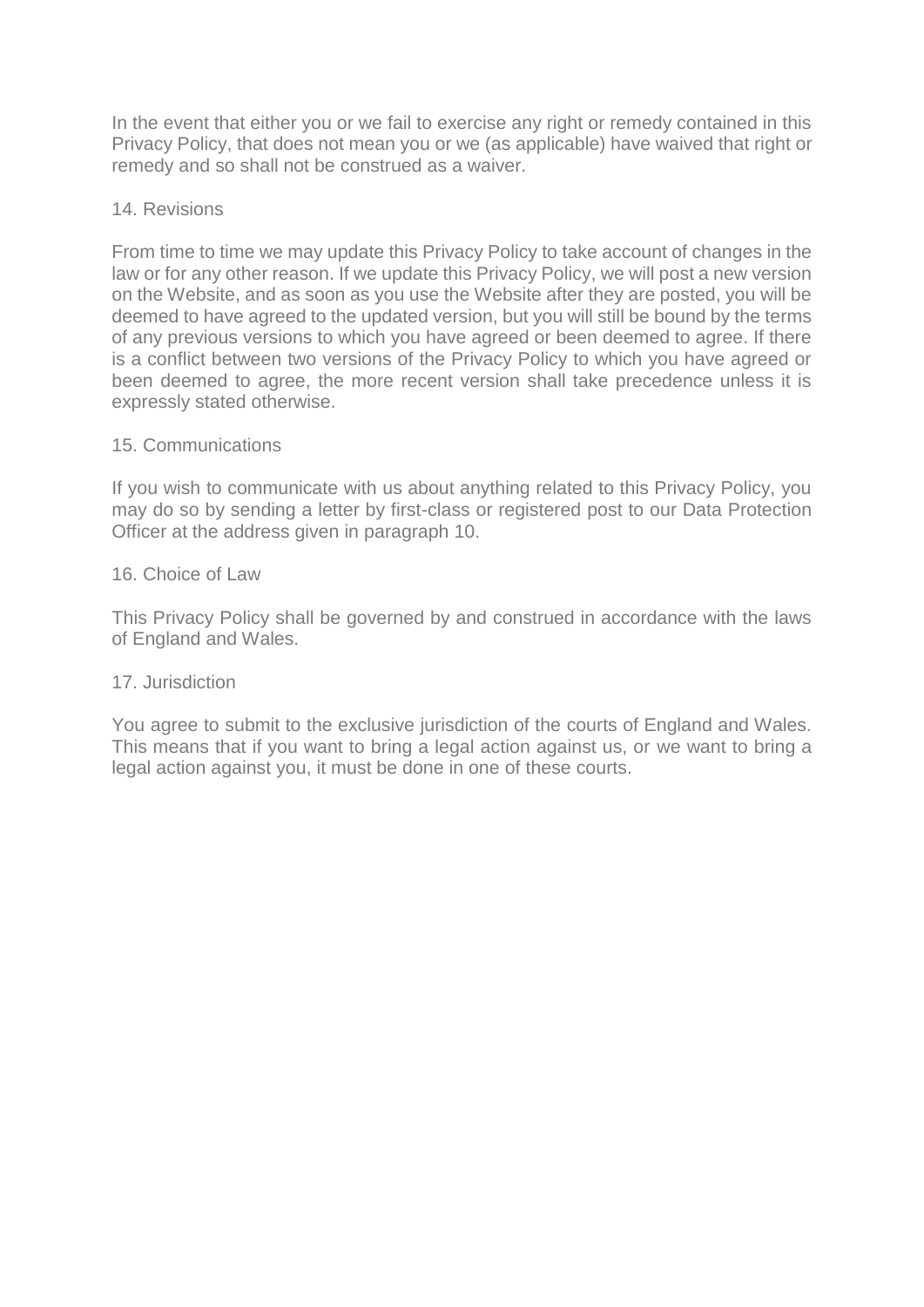In the event that either you or we fail to exercise any right or remedy contained in this Privacy Policy, that does not mean you or we (as applicable) have waived that right or remedy and so shall not be construed as a waiver.

## 14. Revisions

From time to time we may update this Privacy Policy to take account of changes in the law or for any other reason. If we update this Privacy Policy, we will post a new version on the Website, and as soon as you use the Website after they are posted, you will be deemed to have agreed to the updated version, but you will still be bound by the terms of any previous versions to which you have agreed or been deemed to agree. If there is a conflict between two versions of the Privacy Policy to which you have agreed or been deemed to agree, the more recent version shall take precedence unless it is expressly stated otherwise.

## 15. Communications

If you wish to communicate with us about anything related to this Privacy Policy, you may do so by sending a letter by first-class or registered post to our Data Protection Officer at the address given in paragraph 10.

## 16. Choice of Law

This Privacy Policy shall be governed by and construed in accordance with the laws of England and Wales.

## 17. Jurisdiction

You agree to submit to the exclusive jurisdiction of the courts of England and Wales. This means that if you want to bring a legal action against us, or we want to bring a legal action against you, it must be done in one of these courts.